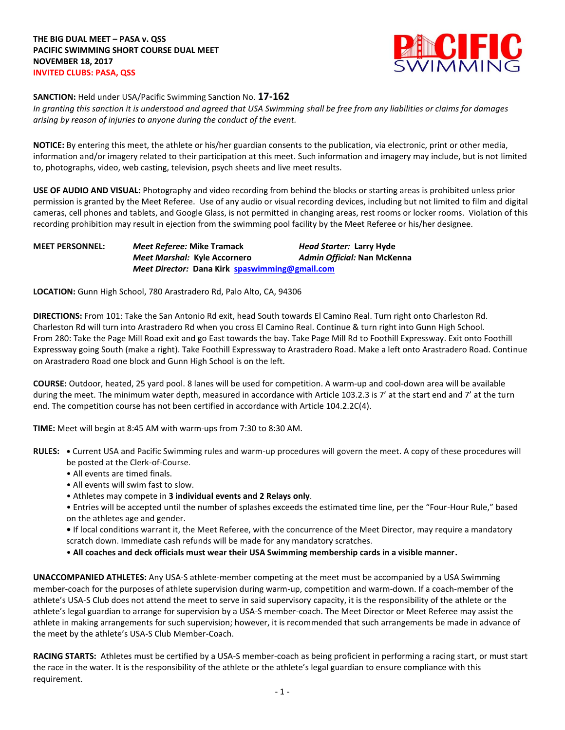**THE BIG DUAL MEET – PASA v. QSS**
**PACIFIC SWIMMING SHORT COURSE DUAL MEET**
**NOVEMBER 18, 2017**
**INVITED CLUBS: PASA, QSS**

**SANCTION:** Held under USA/Pacific Swimming Sanction No. **17-162**
*In granting this sanction it is understood and agreed that USA Swimming shall be free from any liabilities or claims for damages arising by reason of injuries to anyone during the conduct of the event.*

**NOTICE:** By entering this meet, the athlete or his/her guardian consents to the publication, via electronic, print or other media, information and/or imagery related to their participation at this meet. Such information and imagery may include, but is not limited to, photographs, video, web casting, television, psych sheets and live meet results.

**USE OF AUDIO AND VISUAL:** Photography and video recording from behind the blocks or starting areas is prohibited unless prior permission is granted by the Meet Referee. Use of any audio or visual recording devices, including but not limited to film and digital cameras, cell phones and tablets, and Google Glass, is not permitted in changing areas, rest rooms or locker rooms. Violation of this recording prohibition may result in ejection from the swimming pool facility by the Meet Referee or his/her designee.

**MEET PERSONNEL:**
***Meet Referee:* Mike Tramack**
***Head Starter:* Larry Hyde**
***Meet Marshal:* Kyle Accornero**
***Admin Official:* Nan McKenna**
***Meet Director:* Dana Kirk** spaswimming@gmail.com

**LOCATION:** Gunn High School, 780 Arastradero Rd, Palo Alto, CA, 94306

**DIRECTIONS:** From 101: Take the San Antonio Rd exit, head South towards El Camino Real. Turn right onto Charleston Rd. Charleston Rd will turn into Arastradero Rd when you cross El Camino Real. Continue & turn right into Gunn High School. From 280: Take the Page Mill Road exit and go East towards the bay. Take Page Mill Rd to Foothill Expressway. Exit onto Foothill Expressway going South (make a right). Take Foothill Expressway to Arastradero Road. Make a left onto Arastradero Road. Continue on Arastradero Road one block and Gunn High School is on the left.

**COURSE:** Outdoor, heated, 25 yard pool. 8 lanes will be used for competition. A warm-up and cool-down area will be available during the meet. The minimum water depth, measured in accordance with Article 103.2.3 is 7' at the start end and 7' at the turn end. The competition course has not been certified in accordance with Article 104.2.2C(4).

**TIME:** Meet will begin at 8:45 AM with warm-ups from 7:30 to 8:30 AM.

**RULES:**
- Current USA and Pacific Swimming rules and warm-up procedures will govern the meet. A copy of these procedures will be posted at the Clerk-of-Course.
- All events are timed finals.
- All events will swim fast to slow.
- Athletes may compete in **3 individual events and 2 Relays only**.
- Entries will be accepted until the number of splashes exceeds the estimated time line, per the "Four-Hour Rule," based on the athletes age and gender.
- If local conditions warrant it, the Meet Referee, with the concurrence of the Meet Director, may require a mandatory scratch down. Immediate cash refunds will be made for any mandatory scratches.
- **All coaches and deck officials must wear their USA Swimming membership cards in a visible manner.**

**UNACCOMPANIED ATHLETES:** Any USA-S athlete-member competing at the meet must be accompanied by a USA Swimming member-coach for the purposes of athlete supervision during warm-up, competition and warm-down. If a coach-member of the athlete's USA-S Club does not attend the meet to serve in said supervisory capacity, it is the responsibility of the athlete or the athlete's legal guardian to arrange for supervision by a USA-S member-coach. The Meet Director or Meet Referee may assist the athlete in making arrangements for such supervision; however, it is recommended that such arrangements be made in advance of the meet by the athlete's USA-S Club Member-Coach.

**RACING STARTS:** Athletes must be certified by a USA-S member-coach as being proficient in performing a racing start, or must start the race in the water. It is the responsibility of the athlete or the athlete's legal guardian to ensure compliance with this requirement.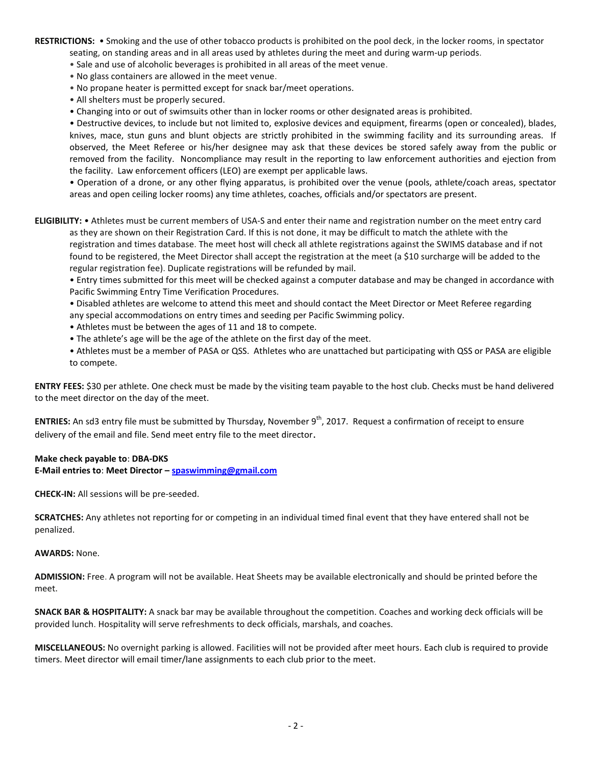**RESTRICTIONS:** • Smoking and the use of other tobacco products is prohibited on the pool deck, in the locker rooms, in spectator seating, on standing areas and in all areas used by athletes during the meet and during warm-up periods.

• Sale and use of alcoholic beverages is prohibited in all areas of the meet venue.

• No glass containers are allowed in the meet venue.

• No propane heater is permitted except for snack bar/meet operations.

• All shelters must be properly secured.

• Changing into or out of swimsuits other than in locker rooms or other designated areas is prohibited.

• Destructive devices, to include but not limited to, explosive devices and equipment, firearms (open or concealed), blades, knives, mace, stun guns and blunt objects are strictly prohibited in the swimming facility and its surrounding areas. If observed, the Meet Referee or his/her designee may ask that these devices be stored safely away from the public or removed from the facility. Noncompliance may result in the reporting to law enforcement authorities and ejection from the facility. Law enforcement officers (LEO) are exempt per applicable laws.

• Operation of a drone, or any other flying apparatus, is prohibited over the venue (pools, athlete/coach areas, spectator areas and open ceiling locker rooms) any time athletes, coaches, officials and/or spectators are present.

**ELIGIBILITY:** • Athletes must be current members of USA-S and enter their name and registration number on the meet entry card as they are shown on their Registration Card. If this is not done, it may be difficult to match the athlete with the registration and times database. The meet host will check all athlete registrations against the SWIMS database and if not found to be registered, the Meet Director shall accept the registration at the meet (a $10 surcharge will be added to the regular registration fee). Duplicate registrations will be refunded by mail.

• Entry times submitted for this meet will be checked against a computer database and may be changed in accordance with Pacific Swimming Entry Time Verification Procedures.

• Disabled athletes are welcome to attend this meet and should contact the Meet Director or Meet Referee regarding any special accommodations on entry times and seeding per Pacific Swimming policy.

• Athletes must be between the ages of 11 and 18 to compete.

• The athlete's age will be the age of the athlete on the first day of the meet.

• Athletes must be a member of PASA or QSS. Athletes who are unattached but participating with QSS or PASA are eligible to compete.

**ENTRY FEES:** $30 per athlete. One check must be made by the visiting team payable to the host club. Checks must be hand delivered to the meet director on the day of the meet.

**ENTRIES:** An sd3 entry file must be submitted by Thursday, November 9th, 2017. Request a confirmation of receipt to ensure delivery of the email and file. Send meet entry file to the meet director.

**Make check payable to**: **DBA-DKS**
**E-Mail entries to**: **Meet Director – spaswimming@gmail.com**

**CHECK-IN:** All sessions will be pre-seeded.

**SCRATCHES:** Any athletes not reporting for or competing in an individual timed final event that they have entered shall not be penalized.

**AWARDS:** None.

**ADMISSION:** Free. A program will not be available. Heat Sheets may be available electronically and should be printed before the meet.

**SNACK BAR & HOSPITALITY:** A snack bar may be available throughout the competition. Coaches and working deck officials will be provided lunch. Hospitality will serve refreshments to deck officials, marshals, and coaches.

**MISCELLANEOUS:** No overnight parking is allowed. Facilities will not be provided after meet hours. Each club is required to provide timers. Meet director will email timer/lane assignments to each club prior to the meet.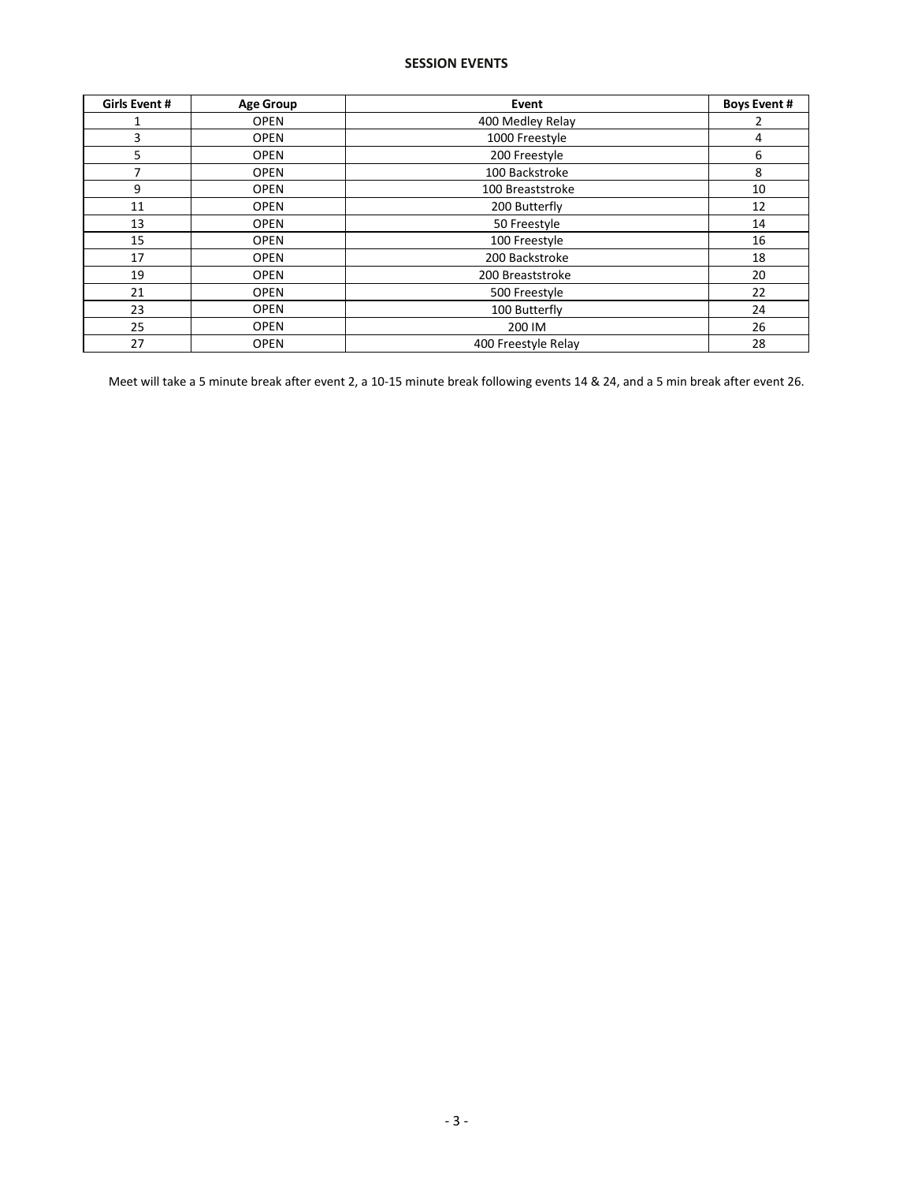**SESSION EVENTS**

| Girls Event # | Age Group | Event | Boys Event # |
|---|---|---|---|
| 1 | OPEN | 400 Medley Relay | 2 |
| 3 | OPEN | 1000 Freestyle | 4 |
| 5 | OPEN | 200 Freestyle | 6 |
| 7 | OPEN | 100 Backstroke | 8 |
| 9 | OPEN | 100 Breaststroke | 10 |
| 11 | OPEN | 200 Butterfly | 12 |
| 13 | OPEN | 50 Freestyle | 14 |
| 15 | OPEN | 100 Freestyle | 16 |
| 17 | OPEN | 200 Backstroke | 18 |
| 19 | OPEN | 200 Breaststroke | 20 |
| 21 | OPEN | 500 Freestyle | 22 |
| 23 | OPEN | 100 Butterfly | 24 |
| 25 | OPEN | 200 IM | 26 |
| 27 | OPEN | 400 Freestyle Relay | 28 |

Meet will take a 5 minute break after event 2, a 10-15 minute break following events 14 & 24, and a 5 min break after event 26.